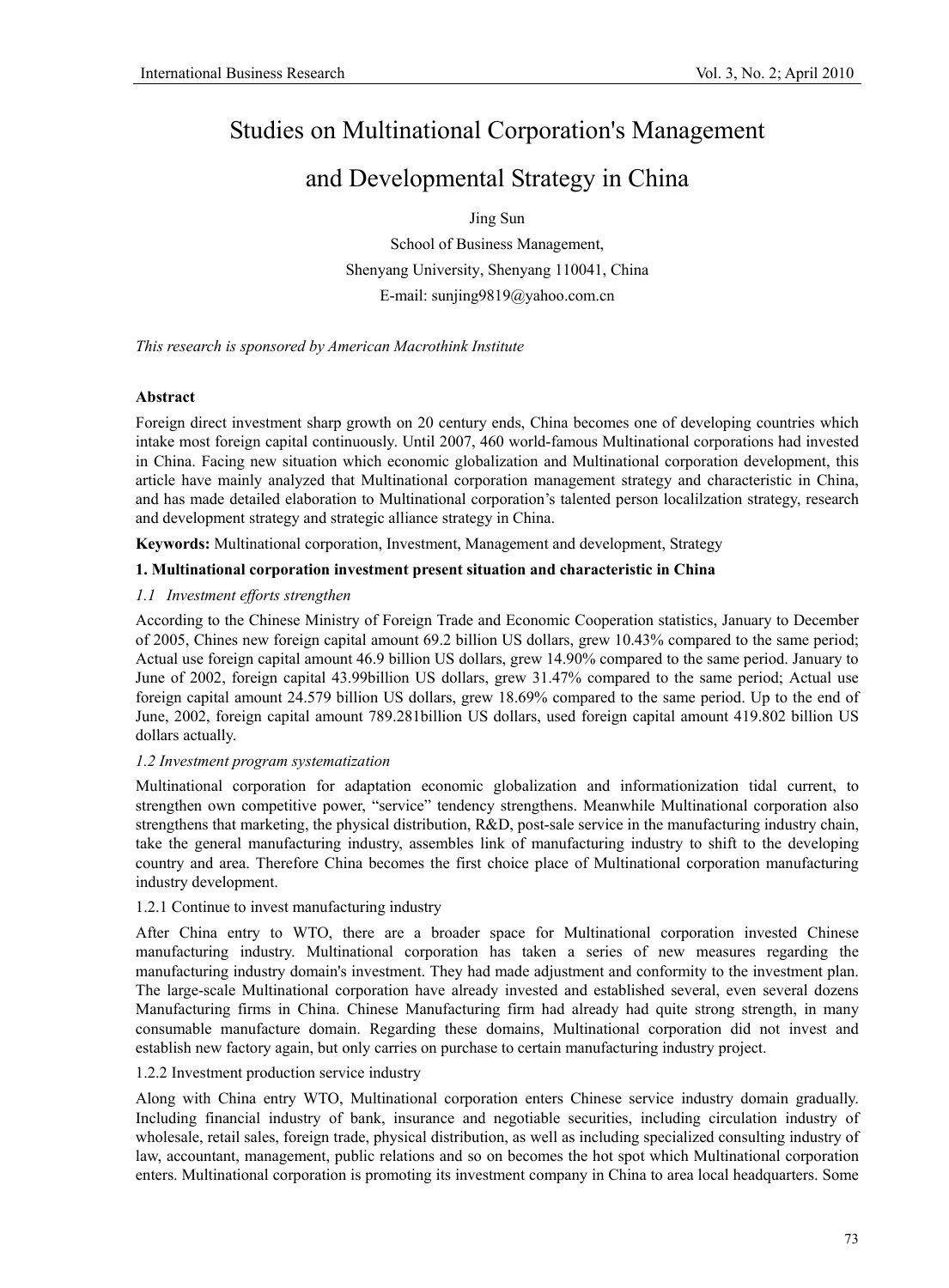# Studies on Multinational Corporation's Management and Developmental Strategy in China

Jing Sun

School of Business Management,

Shenyang University, Shenyang 110041, China

E-mail: sunjing9819@yahoo.com.cn

*This research is sponsored by American Macrothink Institute*

**Abstract**

Foreign direct investment sharp growth on 20 century ends, China becomes one of developing countries which intake most foreign capital continuously. Until 2007, 460 world-famous Multinational corporations had invested in China. Facing new situation which economic globalization and Multinational corporation development, this article have mainly analyzed that Multinational corporation management strategy and characteristic in China, and has made detailed elaboration to Multinational corporation's talented person localilzation strategy, research and development strategy and strategic alliance strategy in China.

**Keywords:** Multinational corporation, Investment, Management and development, Strategy

## 1. Multinational corporation investment present situation and characteristic in China

### *1.1 Investment efforts strengthen*

According to the Chinese Ministry of Foreign Trade and Economic Cooperation statistics, January to December of 2005, Chines new foreign capital amount 69.2 billion US dollars, grew 10.43% compared to the same period; Actual use foreign capital amount 46.9 billion US dollars, grew 14.90% compared to the same period. January to June of 2002, foreign capital 43.99billion US dollars, grew 31.47% compared to the same period; Actual use foreign capital amount 24.579 billion US dollars, grew 18.69% compared to the same period. Up to the end of June, 2002, foreign capital amount 789.281billion US dollars, used foreign capital amount 419.802 billion US dollars actually.

### *1.2 Investment program systematization*

Multinational corporation for adaptation economic globalization and informationizication tidal current, to strengthen own competitive power, "service" tendency strengthens. Meanwhile Multinational corporation also strengthens that marketing, the physical distribution, R&D, post-sale service in the manufacturing industry chain, take the general manufacturing industry, assembles link of manufacturing industry to shift to the developing country and area. Therefore China becomes the first choice place of Multinational corporation manufacturing industry development.

#### 1.2.1 Continue to invest manufacturing industry

After China entry to WTO, there are a broader space for Multinational corporation invested Chinese manufacturing industry. Multinational corporation has taken a series of new measures regarding the manufacturing industry domain's investment. They had made adjustment and conformity to the investment plan. The large-scale Multinational corporation have already invested and established several, even several dozens Manufacturing firms in China. Chinese Manufacturing firm had already had quite strong strength, in many consumable manufacture domain. Regarding these domains, Multinational corporation did not invest and establish new factory again, but only carries on purchase to certain manufacturing industry project.

#### 1.2.2 Investment production service industry

Along with China entry WTO, Multinational corporation enters Chinese service industry domain gradually. Including financial industry of bank, insurance and negotiable securities, including circulation industry of wholesale, retail sales, foreign trade, physical distribution, as well as including specialized consulting industry of law, accountant, management, public relations and so on becomes the hot spot which Multinational corporation enters. Multinational corporation is promoting its investment company in China to area local headquarters. Some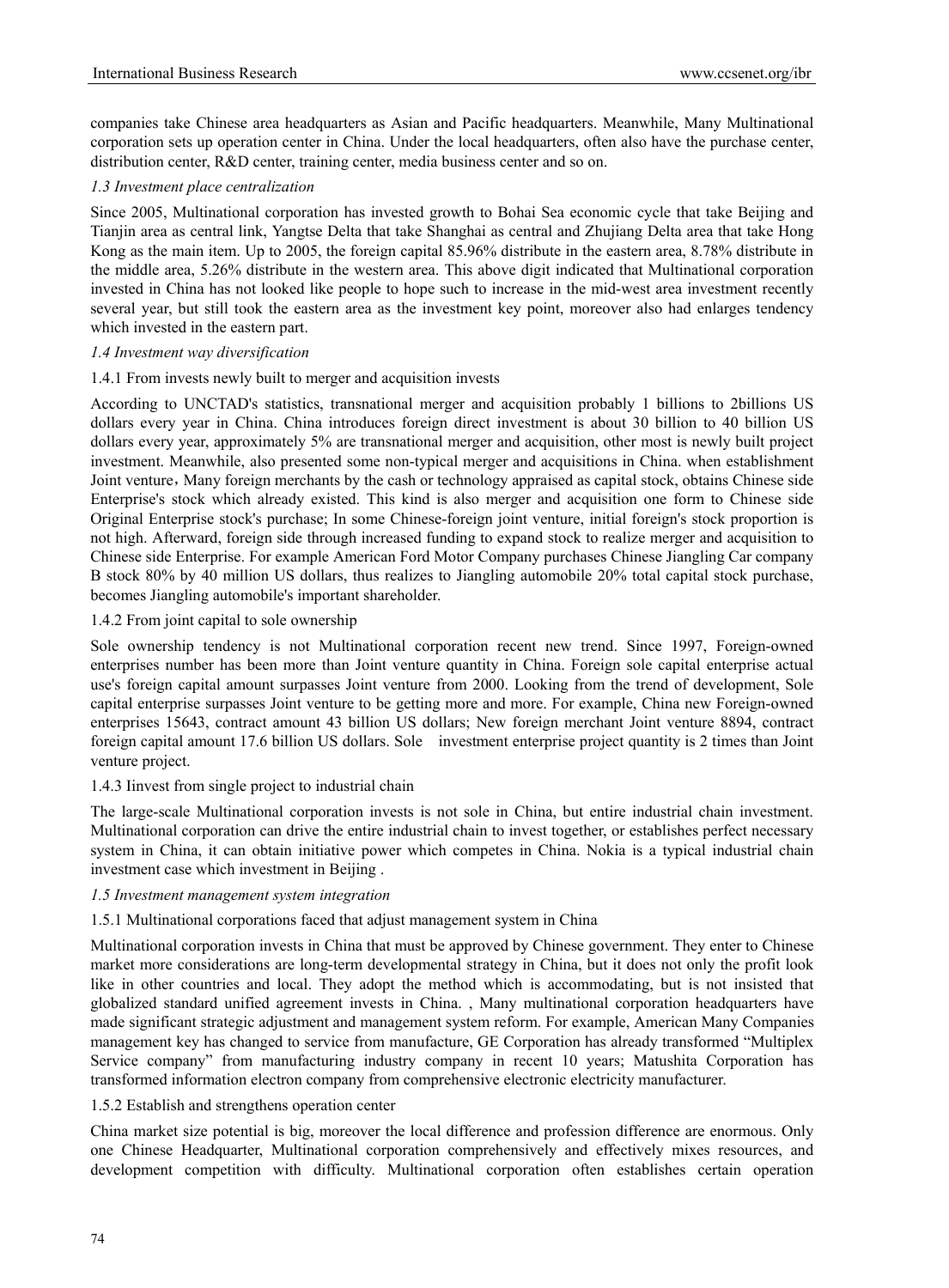companies take Chinese area headquarters as Asian and Pacific headquarters. Meanwhile, Many Multinational corporation sets up operation center in China. Under the local headquarters, often also have the purchase center, distribution center, R&D center, training center, media business center and so on.

### *1.3 Investment place centralization*

Since 2005, Multinational corporation has invested growth to Bohai Sea economic cycle that take Beijing and Tianjin area as central link, Yangtse Delta that take Shanghai as central and Zhujiang Delta area that take Hong Kong as the main item. Up to 2005, the foreign capital 85.96% distribute in the eastern area, 8.78% distribute in the middle area, 5.26% distribute in the western area. This above digit indicated that Multinational corporation invested in China has not looked like people to hope such to increase in the mid-west area investment recently several year, but still took the eastern area as the investment key point, moreover also had enlarges tendency which invested in the eastern part.

### *1.4 Investment way diversification*

#### 1.4.1 From invests newly built to merger and acquisition invests

According to UNCTAD's statistics, transnational merger and acquisition probably 1 billions to 2billions US dollars every year in China. China introduces foreign direct investment is about 30 billion to 40 billion US dollars every year, approximately 5% are transnational merger and acquisition, other most is newly built project investment. Meanwhile, also presented some non-typical merger and acquisitions in China. when establishment Joint venture，Many foreign merchants by the cash or technology appraised as capital stock, obtains Chinese side Enterprise's stock which already existed. This kind is also merger and acquisition one form to Chinese side Original Enterprise stock's purchase; In some Chinese-foreign joint venture, initial foreign's stock proportion is not high. Afterward, foreign side through increased funding to expand stock to realize merger and acquisition to Chinese side Enterprise. For example American Ford Motor Company purchases Chinese Jiangling Car company B stock 80% by 40 million US dollars, thus realizes to Jiangling automobile 20% total capital stock purchase, becomes Jiangling automobile's important shareholder.

#### 1.4.2 From joint capital to sole ownership

Sole ownership tendency is not Multinational corporation recent new trend. Since 1997, Foreign-owned enterprises number has been more than Joint venture quantity in China. Foreign sole capital enterprise actual use's foreign capital amount surpasses Joint venture from 2000. Looking from the trend of development, Sole capital enterprise surpasses Joint venture to be getting more and more. For example, China new Foreign-owned enterprises 15643, contract amount 43 billion US dollars; New foreign merchant Joint venture 8894, contract foreign capital amount 17.6 billion US dollars. Sole investment enterprise project quantity is 2 times than Joint venture project.

#### 1.4.3 Iinvest from single project to industrial chain

The large-scale Multinational corporation invests is not sole in China, but entire industrial chain investment. Multinational corporation can drive the entire industrial chain to invest together, or establishes perfect necessary system in China, it can obtain initiative power which competes in China. Nokia is a typical industrial chain investment case which investment in Beijing .

### *1.5 Investment management system integration*

#### 1.5.1 Multinational corporations faced that adjust management system in China

Multinational corporation invests in China that must be approved by Chinese government. They enter to Chinese market more considerations are long-term developmental strategy in China, but it does not only the profit look like in other countries and local. They adopt the method which is accommodating, but is not insisted that globalized standard unified agreement invests in China. , Many multinational corporation headquarters have made significant strategic adjustment and management system reform. For example, American Many Companies management key has changed to service from manufacture, GE Corporation has already transformed "Multiplex Service company" from manufacturing industry company in recent 10 years; Matushita Corporation has transformed information electron company from comprehensive electronic electricity manufacturer.

#### 1.5.2 Establish and strengthens operation center

China market size potential is big, moreover the local difference and profession difference are enormous. Only one Chinese Headquarter, Multinational corporation comprehensively and effectively mixes resources, and development competition with difficulty. Multinational corporation often establishes certain operation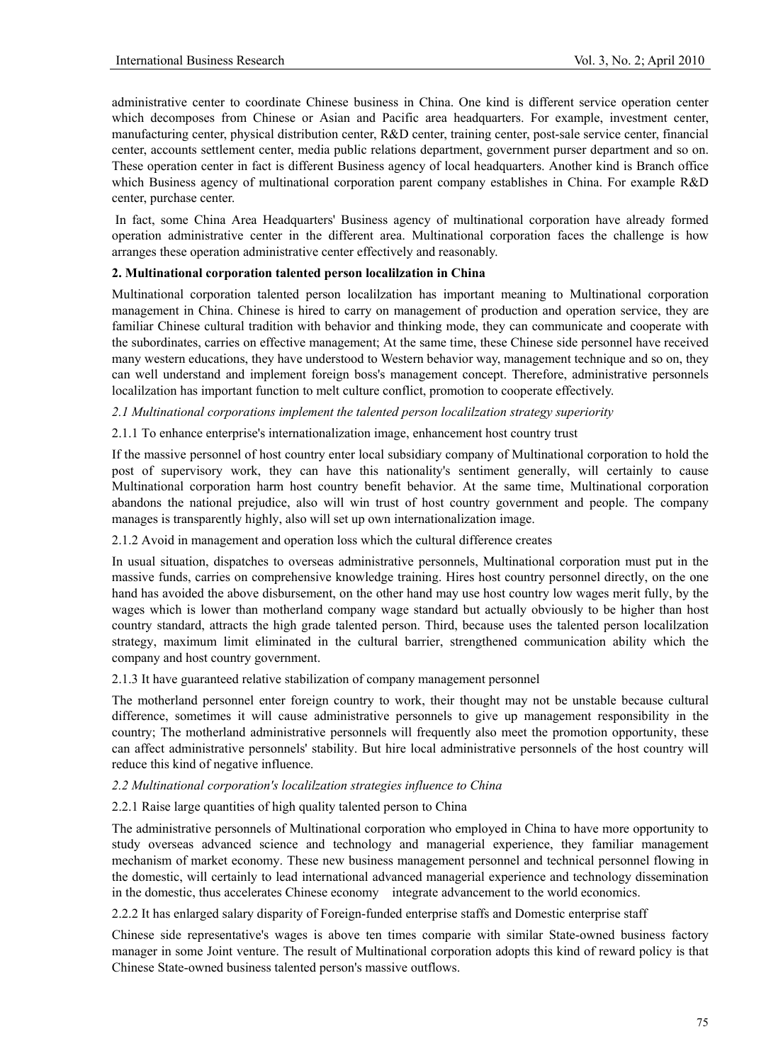administrative center to coordinate Chinese business in China. One kind is different service operation center which decomposes from Chinese or Asian and Pacific area headquarters. For example, investment center, manufacturing center, physical distribution center, R&D center, training center, post-sale service center, financial center, accounts settlement center, media public relations department, government purser department and so on. These operation center in fact is different Business agency of local headquarters. Another kind is Branch office which Business agency of multinational corporation parent company establishes in China. For example R&D center, purchase center.

In fact, some China Area Headquarters' Business agency of multinational corporation have already formed operation administrative center in the different area. Multinational corporation faces the challenge is how arranges these operation administrative center effectively and reasonably.

## 2. Multinational corporation talented person localilzation in China

Multinational corporation talented person localilzation has important meaning to Multinational corporation management in China. Chinese is hired to carry on management of production and operation service, they are familiar Chinese cultural tradition with behavior and thinking mode, they can communicate and cooperate with the subordinates, carries on effective management; At the same time, these Chinese side personnel have received many western educations, they have understood to Western behavior way, management technique and so on, they can well understand and implement foreign boss's management concept. Therefore, administrative personnels localilzation has important function to melt culture conflict, promotion to cooperate effectively.

### *2.1 Multinational corporations implement the talented person localilzation strategy superiority*

#### 2.1.1 To enhance enterprise's internationalization image, enhancement host country trust

If the massive personnel of host country enter local subsidiary company of Multinational corporation to hold the post of supervisory work, they can have this nationality's sentiment generally, will certainly to cause Multinational corporation harm host country benefit behavior. At the same time, Multinational corporation abandons the national prejudice, also will win trust of host country government and people. The company manages is transparently highly, also will set up own internationalization image.

#### 2.1.2 Avoid in management and operation loss which the cultural difference creates

In usual situation, dispatches to overseas administrative personnels, Multinational corporation must put in the massive funds, carries on comprehensive knowledge training. Hires host country personnel directly, on the one hand has avoided the above disbursement, on the other hand may use host country low wages merit fully, by the wages which is lower than motherland company wage standard but actually obviously to be higher than host country standard, attracts the high grade talented person. Third, because uses the talented person localilzation strategy, maximum limit eliminated in the cultural barrier, strengthened communication ability which the company and host country government.

#### 2.1.3 It have guaranteed relative stabilization of company management personnel

The motherland personnel enter foreign country to work, their thought may not be unstable because cultural difference, sometimes it will cause administrative personnels to give up management responsibility in the country; The motherland administrative personnels will frequently also meet the promotion opportunity, these can affect administrative personnels' stability. But hire local administrative personnels of the host country will reduce this kind of negative influence.

### *2.2 Multinational corporation's localilzation strategies influence to China*

#### 2.2.1 Raise large quantities of high quality talented person to China

The administrative personnels of Multinational corporation who employed in China to have more opportunity to study overseas advanced science and technology and managerial experience, they familiar management mechanism of market economy. These new business management personnel and technical personnel flowing in the domestic, will certainly to lead international advanced managerial experience and technology dissemination in the domestic, thus accelerates Chinese economy integrate advancement to the world economics.

#### 2.2.2 It has enlarged salary disparity of Foreign-funded enterprise staffs and Domestic enterprise staff

Chinese side representative's wages is above ten times comparie with similar State-owned business factory manager in some Joint venture. The result of Multinational corporation adopts this kind of reward policy is that Chinese State-owned business talented person's massive outflows.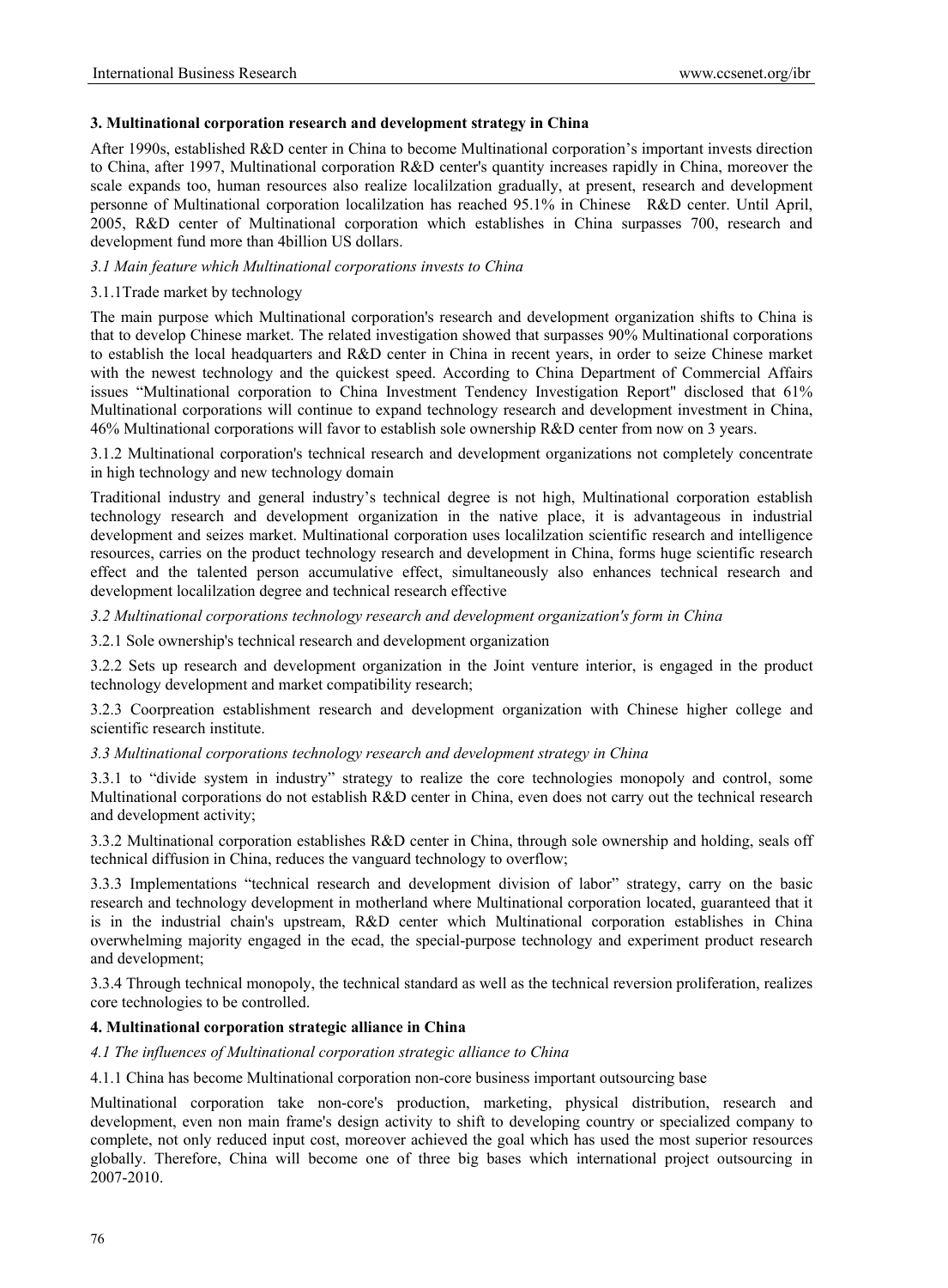## 3. Multinational corporation research and development strategy in China

After 1990s, established R&D center in China to become Multinational corporation's important invests direction to China, after 1997, Multinational corporation R&D center's quantity increases rapidly in China, moreover the scale expands too, human resources also realize localilzation gradually, at present, research and development personne of Multinational corporation localilzation has reached 95.1% in Chinese R&D center. Until April, 2005, R&D center of Multinational corporation which establishes in China surpasses 700, research and development fund more than 4billion US dollars.

### *3.1 Main feature which Multinational corporations invests to China*

#### 3.1.1Trade market by technology

The main purpose which Multinational corporation's research and development organization shifts to China is that to develop Chinese market. The related investigation showed that surpasses 90% Multinational corporations to establish the local headquarters and R&D center in China in recent years, in order to seize Chinese market with the newest technology and the quickest speed. According to China Department of Commercial Affairs issues "Multinational corporation to China Investment Tendency Investigation Report" disclosed that 61% Multinational corporations will continue to expand technology research and development investment in China, 46% Multinational corporations will favor to establish sole ownership R&D center from now on 3 years.

#### 3.1.2 Multinational corporation's technical research and development organizations not completely concentrate in high technology and new technology domain

Traditional industry and general industry's technical degree is not high, Multinational corporation establish technology research and development organization in the native place, it is advantageous in industrial development and seizes market. Multinational corporation uses localilzation scientific research and intelligence resources, carries on the product technology research and development in China, forms huge scientific research effect and the talented person accumulative effect, simultaneously also enhances technical research and development localilzation degree and technical research effective

### *3.2 Multinational corporations technology research and development organization's form in China*

3.2.1 Sole ownership's technical research and development organization

3.2.2 Sets up research and development organization in the Joint venture interior, is engaged in the product technology development and market compatibility research;

3.2.3 Coorpreation establishment research and development organization with Chinese higher college and scientific research institute.

### *3.3 Multinational corporations technology research and development strategy in China*

3.3.1 to "divide system in industry" strategy to realize the core technologies monopoly and control, some Multinational corporations do not establish R&D center in China, even does not carry out the technical research and development activity;

3.3.2 Multinational corporation establishes R&D center in China, through sole ownership and holding, seals off technical diffusion in China, reduces the vanguard technology to overflow;

3.3.3 Implementations "technical research and development division of labor" strategy, carry on the basic research and technology development in motherland where Multinational corporation located, guaranteed that it is in the industrial chain's upstream, R&D center which Multinational corporation establishes in China overwhelming majority engaged in the ecad, the special-purpose technology and experiment product research and development;

3.3.4 Through technical monopoly, the technical standard as well as the technical reversion proliferation, realizes core technologies to be controlled.

## 4. Multinational corporation strategic alliance in China

### *4.1 The influences of Multinational corporation strategic alliance to China*

#### 4.1.1 China has become Multinational corporation non-core business important outsourcing base

Multinational corporation take non-core's production, marketing, physical distribution, research and development, even non main frame's design activity to shift to developing country or specialized company to complete, not only reduced input cost, moreover achieved the goal which has used the most superior resources globally. Therefore, China will become one of three big bases which international project outsourcing in 2007-2010.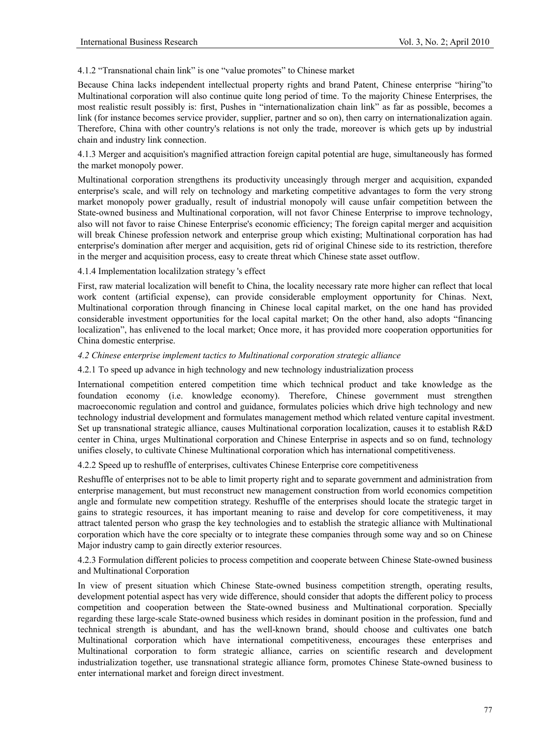#### 4.1.2 "Transnational chain link" is one "value promotes" to Chinese market

Because China lacks independent intellectual property rights and brand Patent, Chinese enterprise "hiring"to Multinational corporation will also continue quite long period of time. To the majority Chinese Enterprises, the most realistic result possibly is: first, Pushes in "internationalization chain link" as far as possible, becomes a link (for instance becomes service provider, supplier, partner and so on), then carry on internationalization again. Therefore, China with other country's relations is not only the trade, moreover is which gets up by industrial chain and industry link connection.

#### 4.1.3 Merger and acquisition's magnified attraction foreign capital potential are huge, simultaneously has formed the market monopoly power.

Multinational corporation strengthens its productivity unceasingly through merger and acquisition, expanded enterprise's scale, and will rely on technology and marketing competitive advantages to form the very strong market monopoly power gradually, result of industrial monopoly will cause unfair competition between the State-owned business and Multinational corporation, will not favor Chinese Enterprise to improve technology, also will not favor to raise Chinese Enterprise's economic efficiency; The foreign capital merger and acquisition will break Chinese profession network and enterprise group which existing; Multinational corporation has had enterprise's domination after merger and acquisition, gets rid of original Chinese side to its restriction, therefore in the merger and acquisition process, easy to create threat which Chinese state asset outflow.

#### 4.1.4 Implementation localilzation strategy 's effect

First, raw material localization will benefit to China, the locality necessary rate more higher can reflect that local work content (artificial expense), can provide considerable employment opportunity for Chinas. Next, Multinational corporation through financing in Chinese local capital market, on the one hand has provided considerable investment opportunities for the local capital market; On the other hand, also adopts "financing localization", has enlivened to the local market; Once more, it has provided more cooperation opportunities for China domestic enterprise.

### *4.2 Chinese enterprise implement tactics to Multinational corporation strategic alliance*

#### 4.2.1 To speed up advance in high technology and new technology industrialization process

International competition entered competition time which technical product and take knowledge as the foundation economy (i.e. knowledge economy). Therefore, Chinese government must strengthen macroeconomic regulation and control and guidance, formulates policies which drive high technology and new technology industrial development and formulates management method which related venture capital investment. Set up transnational strategic alliance, causes Multinational corporation localization, causes it to establish R&D center in China, urges Multinational corporation and Chinese Enterprise in aspects and so on fund, technology unifies closely, to cultivate Chinese Multinational corporation which has international competitiveness.

#### 4.2.2 Speed up to reshuffle of enterprises, cultivates Chinese Enterprise core competitiveness

Reshuffle of enterprises not to be able to limit property right and to separate government and administration from enterprise management, but must reconstruct new management construction from world economics competition angle and formulate new competition strategy. Reshuffle of the enterprises should locate the strategic target in gains to strategic resources, it has important meaning to raise and develop for core competitiveness, it may attract talented person who grasp the key technologies and to establish the strategic alliance with Multinational corporation which have the core specialty or to integrate these companies through some way and so on Chinese Major industry camp to gain directly exterior resources.

#### 4.2.3 Formulation different policies to process competition and cooperate between Chinese State-owned business and Multinational Corporation

In view of present situation which Chinese State-owned business competition strength, operating results, development potential aspect has very wide difference, should consider that adopts the different policy to process competition and cooperation between the State-owned business and Multinational corporation. Specially regarding these large-scale State-owned business which resides in dominant position in the profession, fund and technical strength is abundant, and has the well-known brand, should choose and cultivates one batch Multinational corporation which have international competitiveness, encourages these enterprises and Multinational corporation to form strategic alliance, carries on scientific research and development industrialization together, use transnational strategic alliance form, promotes Chinese State-owned business to enter international market and foreign direct investment.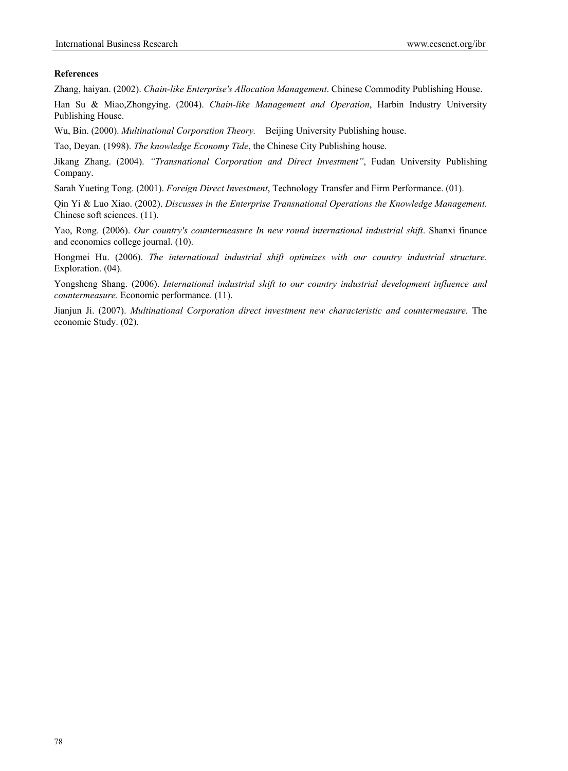**References**

Zhang, haiyan. (2002). *Chain-like Enterprise's Allocation Management*. Chinese Commodity Publishing House.

Han Su & Miao,Zhongying. (2004). *Chain-like Management and Operation*, Harbin Industry University Publishing House.

Wu, Bin. (2000). *Multinational Corporation Theory.* Beijing University Publishing house.

Tao, Deyan. (1998). *The knowledge Economy Tide*, the Chinese City Publishing house.

Jikang Zhang. (2004). *"Transnational Corporation and Direct Investment"*, Fudan University Publishing Company.

Sarah Yueting Tong. (2001). *Foreign Direct Investment*, Technology Transfer and Firm Performance. (01).

Qin Yi & Luo Xiao. (2002). *Discusses in the Enterprise Transnational Operations the Knowledge Management*. Chinese soft sciences. (11).

Yao, Rong. (2006). *Our country's countermeasure In new round international industrial shift*. Shanxi finance and economics college journal. (10).

Hongmei Hu. (2006). *The international industrial shift optimizes with our country industrial structure*. Exploration. (04).

Yongsheng Shang. (2006). *International industrial shift to our country industrial development influence and countermeasure.* Economic performance. (11).

Jianjun Ji. (2007). *Multinational Corporation direct investment new characteristic and countermeasure.* The economic Study. (02).